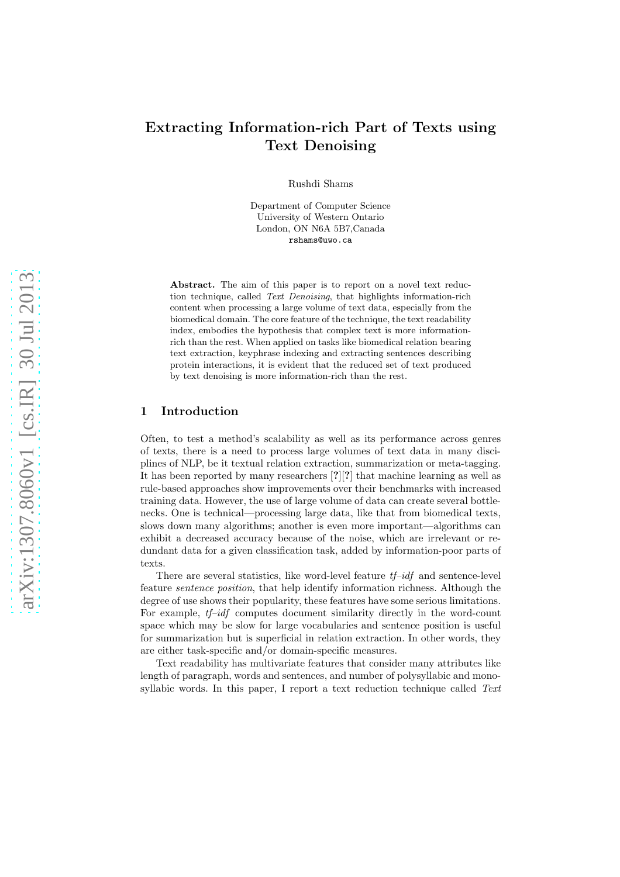# Extracting Information-rich Part of Texts using Text Denoising

Rushdi Shams

Department of Computer Science
University of Western Ontario
London, ON N6A 5B7,Canada
rshams@uwo.ca

**Abstract.** The aim of this paper is to report on a novel text reduction technique, called *Text Denoising*, that highlights information-rich content when processing a large volume of text data, especially from the biomedical domain. The core feature of the technique, the text readability index, embodies the hypothesis that complex text is more information-rich than the rest. When applied on tasks like biomedical relation bearing text extraction, keyphrase indexing and extracting sentences describing protein interactions, it is evident that the reduced set of text produced by text denoising is more information-rich than the rest.

## 1 Introduction

Often, to test a method's scalability as well as its performance across genres of texts, there is a need to process large volumes of text data in many disciplines of NLP, be it textual relation extraction, summarization or meta-tagging. It has been reported by many researchers [**?**][**?**] that machine learning as well as rule-based approaches show improvements over their benchmarks with increased training data. However, the use of large volume of data can create several bottlenecks. One is technical—processing large data, like that from biomedical texts, slows down many algorithms; another is even more important—algorithms can exhibit a decreased accuracy because of the noise, which are irrelevant or redundant data for a given classification task, added by information-poor parts of texts.

There are several statistics, like word-level feature *tf–idf* and sentence-level feature *sentence position*, that help identify information richness. Although the degree of use shows their popularity, these features have some serious limitations. For example, *tf–idf* computes document similarity directly in the word-count space which may be slow for large vocabularies and sentence position is useful for summarization but is superficial in relation extraction. In other words, they are either task-specific and/or domain-specific measures.

Text readability has multivariate features that consider many attributes like length of paragraph, words and sentences, and number of polysyllabic and monosyllabic words. In this paper, I report a text reduction technique called *Text*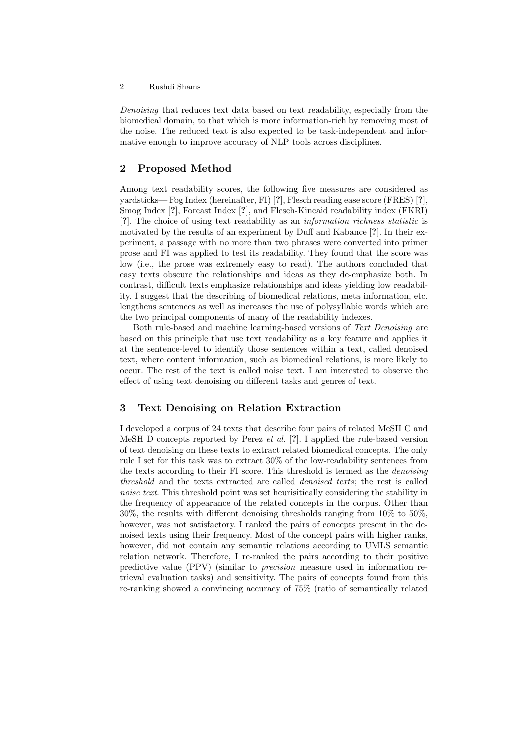*Denoising* that reduces text data based on text readability, especially from the biomedical domain, to that which is more information-rich by removing most of the noise. The reduced text is also expected to be task-independent and informative enough to improve accuracy of NLP tools across disciplines.

## 2 Proposed Method

Among text readability scores, the following five measures are considered as yardsticks— Fog Index (hereinafter, FI) [?], Flesch reading ease score (FRES) [?], Smog Index [?], Forcast Index [?], and Flesch-Kincaid readability index (FKRI) [?]. The choice of using text readability as an *information richness statistic* is motivated by the results of an experiment by Duff and Kabance [?]. In their experiment, a passage with no more than two phrases were converted into primer prose and FI was applied to test its readability. They found that the score was low (i.e., the prose was extremely easy to read). The authors concluded that easy texts obscure the relationships and ideas as they de-emphasize both. In contrast, difficult texts emphasize relationships and ideas yielding low readability. I suggest that the describing of biomedical relations, meta information, etc. lengthens sentences as well as increases the use of polysyllabic words which are the two principal components of many of the readability indexes.

Both rule-based and machine learning-based versions of *Text Denoising* are based on this principle that use text readability as a key feature and applies it at the sentence-level to identify those sentences within a text, called denoised text, where content information, such as biomedical relations, is more likely to occur. The rest of the text is called noise text. I am interested to observe the effect of using text denoising on different tasks and genres of text.

## 3 Text Denoising on Relation Extraction

I developed a corpus of 24 texts that describe four pairs of related MeSH C and MeSH D concepts reported by Perez *et al.* [?]. I applied the rule-based version of text denoising on these texts to extract related biomedical concepts. The only rule I set for this task was to extract 30% of the low-readability sentences from the texts according to their FI score. This threshold is termed as the *denoising threshold* and the texts extracted are called *denoised texts*; the rest is called *noise text*. This threshold point was set heurisitically considering the stability in the frequency of appearance of the related concepts in the corpus. Other than 30%, the results with different denoising thresholds ranging from 10% to 50%, however, was not satisfactory. I ranked the pairs of concepts present in the denoised texts using their frequency. Most of the concept pairs with higher ranks, however, did not contain any semantic relations according to UMLS semantic relation network. Therefore, I re-ranked the pairs according to their positive predictive value (PPV) (similar to *precision* measure used in information retrieval evaluation tasks) and sensitivity. The pairs of concepts found from this re-ranking showed a convincing accuracy of 75% (ratio of semantically related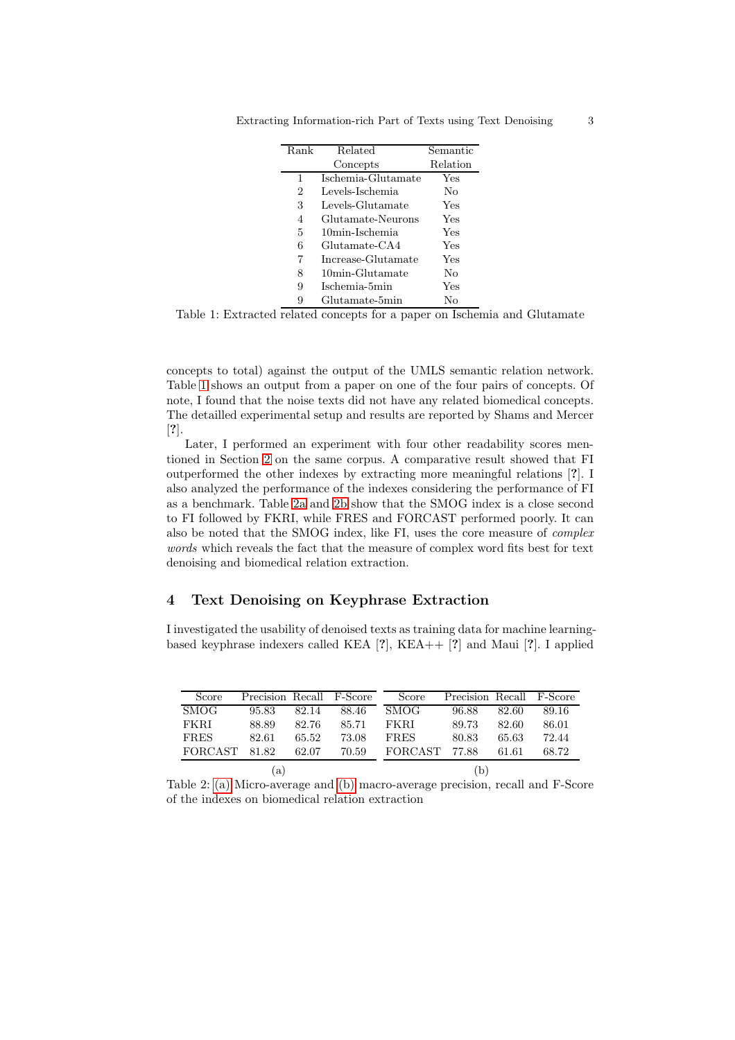| Rank | Related Concepts | Semantic Relation |
|---|---|---|
| 1 | Ischemia-Glutamate | Yes |
| 2 | Levels-Ischemia | No |
| 3 | Levels-Glutamate | Yes |
| 4 | Glutamate-Neurons | Yes |
| 5 | 10min-Ischemia | Yes |
| 6 | Glutamate-CA4 | Yes |
| 7 | Increase-Glutamate | Yes |
| 8 | 10min-Glutamate | No |
| 9 | Ischemia-5min | Yes |
| 9 | Glutamate-5min | No |

Table 1: Extracted related concepts for a paper on Ischemia and Glutamate

concepts to total) against the output of the UMLS semantic relation network. Table 1 shows an output from a paper on one of the four pairs of concepts. Of note, I found that the noise texts did not have any related biomedical concepts. The detailled experimental setup and results are reported by Shams and Mercer [?].

Later, I performed an experiment with four other readability scores mentioned in Section 2 on the same corpus. A comparative result showed that FI outperformed the other indexes by extracting more meaningful relations [?]. I also analyzed the performance of the indexes considering the performance of FI as a benchmark. Table 2a and 2b show that the SMOG index is a close second to FI followed by FKRI, while FRES and FORCAST performed poorly. It can also be noted that the SMOG index, like FI, uses the core measure of *complex words* which reveals the fact that the measure of complex word fits best for text denoising and biomedical relation extraction.

## 4 Text Denoising on Keyphrase Extraction

I investigated the usability of denoised texts as training data for machine learning-based keyphrase indexers called KEA [?], KEA++ [?] and Maui [?]. I applied

(a)

| Score | Precision | Recall | F-Score |
|---|---|---|---|
| SMOG | 95.83 | 82.14 | 88.46 |
| FKRI | 88.89 | 82.76 | 85.71 |
| FRES | 82.61 | 65.52 | 73.08 |
| FORCAST | 81.82 | 62.07 | 70.59 |

(b)

| Score | Precision | Recall | F-Score |
|---|---|---|---|
| SMOG | 96.88 | 82.60 | 89.16 |
| FKRI | 89.73 | 82.60 | 86.01 |
| FRES | 80.83 | 65.63 | 72.44 |
| FORCAST | 77.88 | 61.61 | 68.72 |

Table 2: (a) Micro-average and (b) macro-average precision, recall and F-Score of the indexes on biomedical relation extraction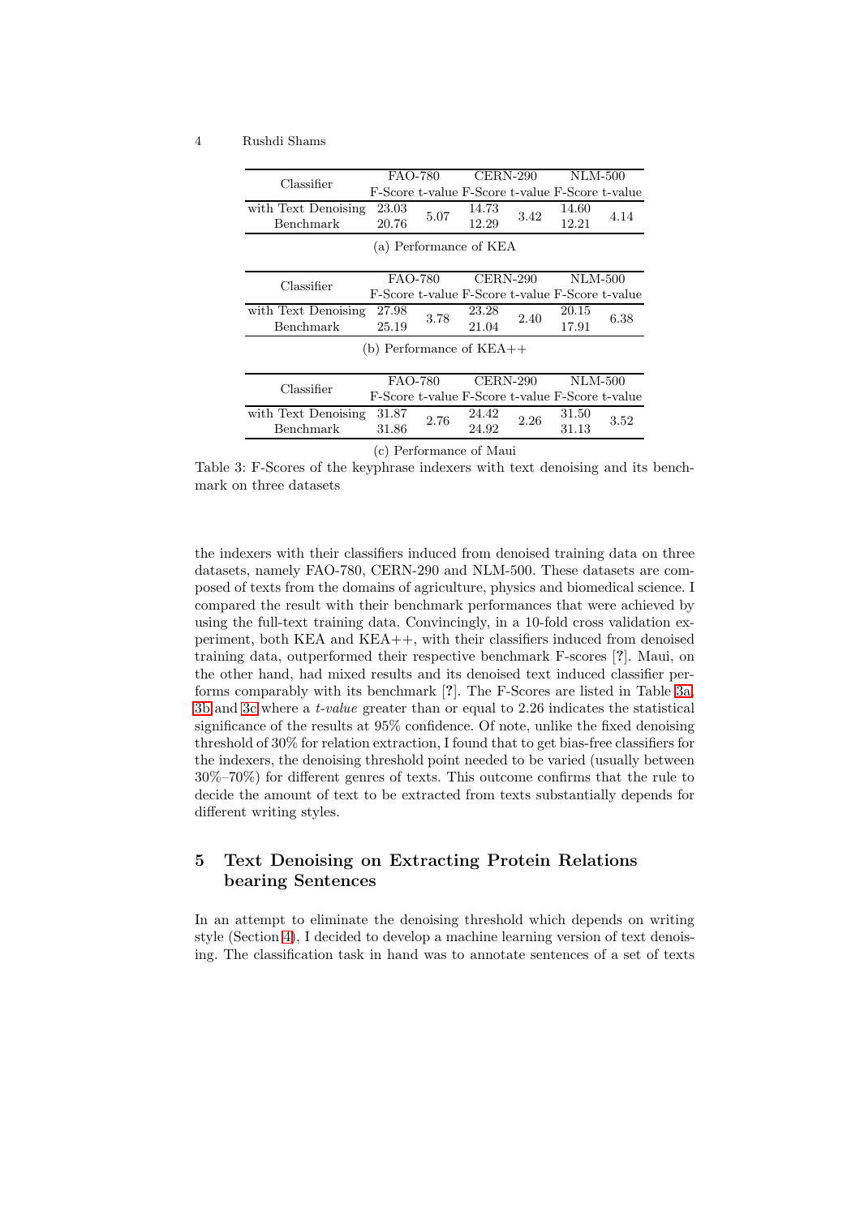| Classifier | FAO-780 | | CERN-290 | | NLM-500 | |
|---|---|---|---|---|---|---|
| | F-Score | t-value | F-Score | t-value | F-Score | t-value |
| with Text Denoising | 23.03 | 5.07 | 14.73 | 3.42 | 14.60 | 4.14 |
| Benchmark | 20.76 | | 12.29 | | 12.21 | |

(a) Performance of KEA

| Classifier | FAO-780 | | CERN-290 | | NLM-500 | |
|---|---|---|---|---|---|---|
| | F-Score | t-value | F-Score | t-value | F-Score | t-value |
| with Text Denoising | 27.98 | 3.78 | 23.28 | 2.40 | 20.15 | 6.38 |
| Benchmark | 25.19 | | 21.04 | | 17.91 | |

(b) Performance of KEA++

| Classifier | FAO-780 | | CERN-290 | | NLM-500 | |
|---|---|---|---|---|---|---|
| | F-Score | t-value | F-Score | t-value | F-Score | t-value |
| with Text Denoising | 31.87 | 2.76 | 24.42 | 2.26 | 31.50 | 3.52 |
| Benchmark | 31.86 | | 24.92 | | 31.13 | |

(c) Performance of Maui

Table 3: F-Scores of the keyphrase indexers with text denoising and its benchmark on three datasets

the indexers with their classifiers induced from denoised training data on three datasets, namely FAO-780, CERN-290 and NLM-500. These datasets are composed of texts from the domains of agriculture, physics and biomedical science. I compared the result with their benchmark performances that were achieved by using the full-text training data. Convincingly, in a 10-fold cross validation experiment, both KEA and KEA++, with their classifiers induced from denoised training data, outperformed their respective benchmark F-scores [?]. Maui, on the other hand, had mixed results and its denoised text induced classifier performs comparably with its benchmark [?]. The F-Scores are listed in Table 3a, 3b and 3c where a *t-value* greater than or equal to 2.26 indicates the statistical significance of the results at 95% confidence. Of note, unlike the fixed denoising threshold of 30% for relation extraction, I found that to get bias-free classifiers for the indexers, the denoising threshold point needed to be varied (usually between 30%–70%) for different genres of texts. This outcome confirms that the rule to decide the amount of text to be extracted from texts substantially depends for different writing styles.

## 5 Text Denoising on Extracting Protein Relations bearing Sentences

In an attempt to eliminate the denoising threshold which depends on writing style (Section 4), I decided to develop a machine learning version of text denoising. The classification task in hand was to annotate sentences of a set of texts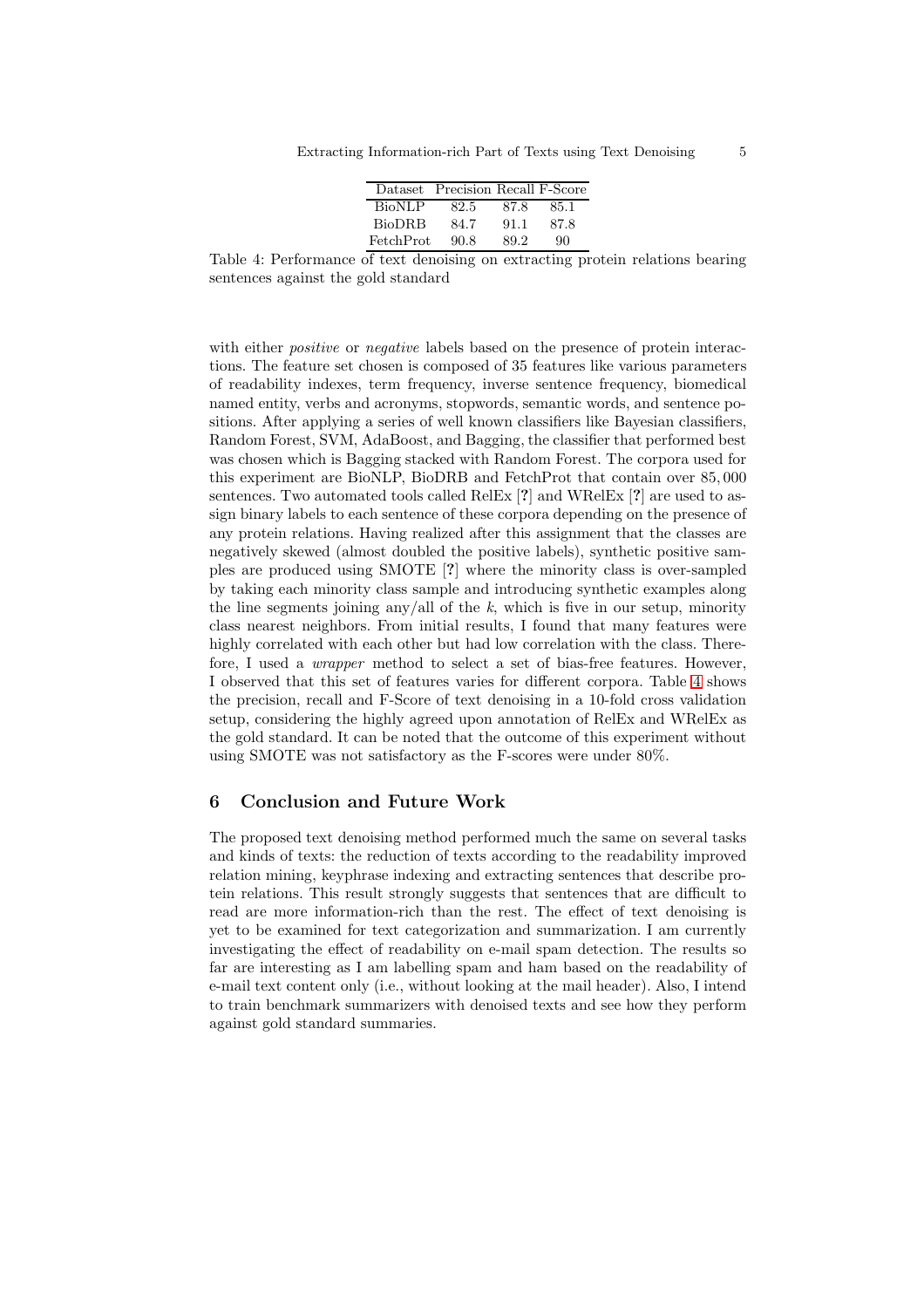| Dataset | Precision | Recall | F-Score |
|---|---|---|---|
| BioNLP | 82.5 | 87.8 | 85.1 |
| BioDRB | 84.7 | 91.1 | 87.8 |
| FetchProt | 90.8 | 89.2 | 90 |

Table 4: Performance of text denoising on extracting protein relations bearing sentences against the gold standard

with either *positive* or *negative* labels based on the presence of protein interactions. The feature set chosen is composed of 35 features like various parameters of readability indexes, term frequency, inverse sentence frequency, biomedical named entity, verbs and acronyms, stopwords, semantic words, and sentence positions. After applying a series of well known classifiers like Bayesian classifiers, Random Forest, SVM, AdaBoost, and Bagging, the classifier that performed best was chosen which is Bagging stacked with Random Forest. The corpora used for this experiment are BioNLP, BioDRB and FetchProt that contain over 85,000 sentences. Two automated tools called RelEx [?] and WRelEx [?] are used to assign binary labels to each sentence of these corpora depending on the presence of any protein relations. Having realized after this assignment that the classes are negatively skewed (almost doubled the positive labels), synthetic positive samples are produced using SMOTE [?] where the minority class is over-sampled by taking each minority class sample and introducing synthetic examples along the line segments joining any/all of the $k$, which is five in our setup, minority class nearest neighbors. From initial results, I found that many features were highly correlated with each other but had low correlation with the class. Therefore, I used a *wrapper* method to select a set of bias-free features. However, I observed that this set of features varies for different corpora. Table 4 shows the precision, recall and F-Score of text denoising in a 10-fold cross validation setup, considering the highly agreed upon annotation of RelEx and WRelEx as the gold standard. It can be noted that the outcome of this experiment without using SMOTE was not satisfactory as the F-scores were under 80%.

## 6 Conclusion and Future Work

The proposed text denoising method performed much the same on several tasks and kinds of texts: the reduction of texts according to the readability improved relation mining, keyphrase indexing and extracting sentences that describe protein relations. This result strongly suggests that sentences that are difficult to read are more information-rich than the rest. The effect of text denoising is yet to be examined for text categorization and summarization. I am currently investigating the effect of readability on e-mail spam detection. The results so far are interesting as I am labelling spam and ham based on the readability of e-mail text content only (i.e., without looking at the mail header). Also, I intend to train benchmark summarizers with denoised texts and see how they perform against gold standard summaries.